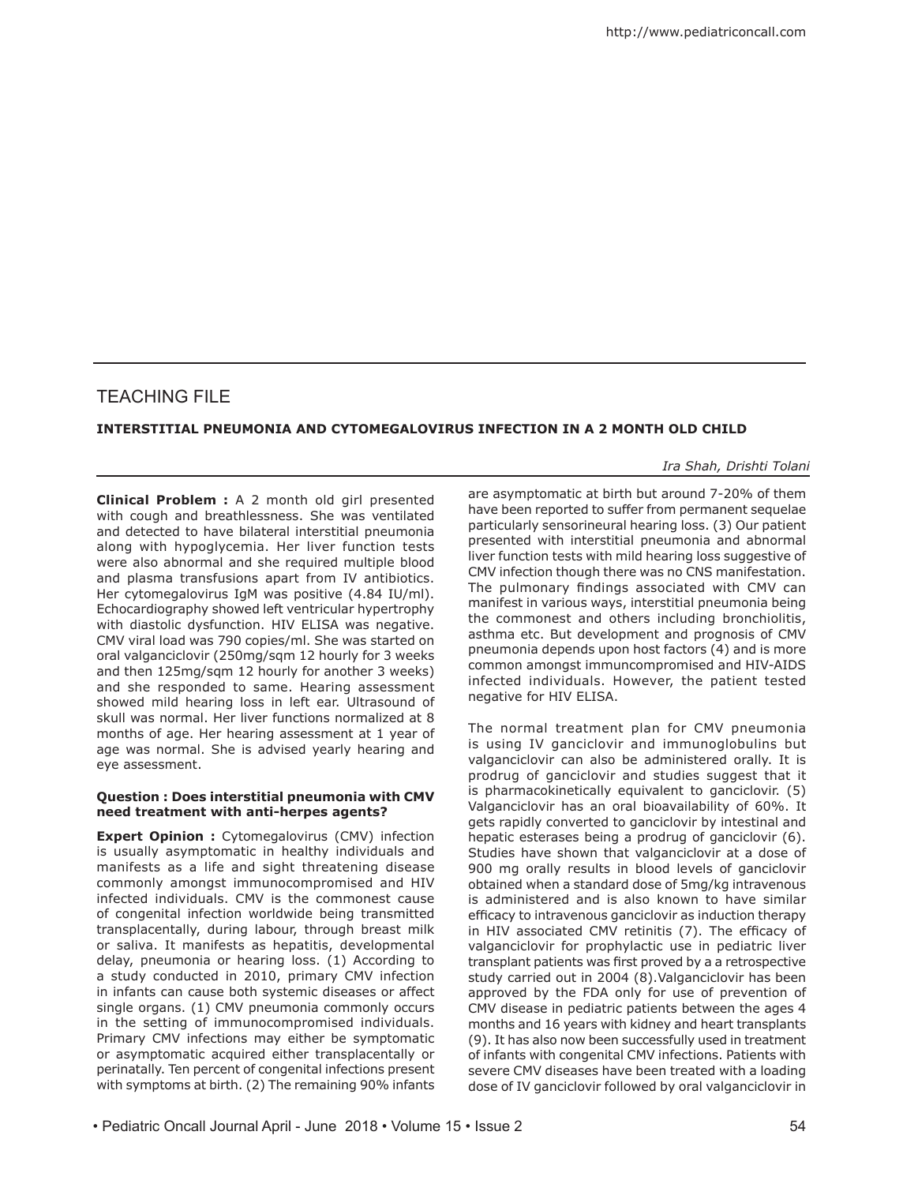## TEACHING FILE

### INTERSTITIAL PNEUMONIA AND CYTOMEGALOVIRUS INFECTION IN A 2 MONTH OLD CHILD

*Ira Shah, Drishti Tolani*

**Clinical Problem :** A 2 month old girl presented with cough and breathlessness. She was ventilated and detected to have bilateral interstitial pneumonia along with hypoglycemia. Her liver function tests were also abnormal and she required multiple blood and plasma transfusions apart from IV antibiotics. Her cytomegalovirus IgM was positive (4.84 IU/ml). Echocardiography showed left ventricular hypertrophy with diastolic dysfunction. HIV ELISA was negative. CMV viral load was 790 copies/ml. She was started on oral valganciclovir (250mg/sqm 12 hourly for 3 weeks and then 125mg/sqm 12 hourly for another 3 weeks) and she responded to same. Hearing assessment showed mild hearing loss in left ear. Ultrasound of skull was normal. Her liver functions normalized at 8 months of age. Her hearing assessment at 1 year of age was normal. She is advised yearly hearing and eye assessment.

**Question : Does interstitial pneumonia with CMV need treatment with anti-herpes agents?**

**Expert Opinion :** Cytomegalovirus (CMV) infection is usually asymptomatic in healthy individuals and manifests as a life and sight threatening disease commonly amongst immunocompromised and HIV infected individuals. CMV is the commonest cause of congenital infection worldwide being transmitted transplacentally, during labour, through breast milk or saliva. It manifests as hepatitis, developmental delay, pneumonia or hearing loss. (1) According to a study conducted in 2010, primary CMV infection in infants can cause both systemic diseases or affect single organs. (1) CMV pneumonia commonly occurs in the setting of immunocompromised individuals. Primary CMV infections may either be symptomatic or asymptomatic acquired either transplacentally or perinatally. Ten percent of congenital infections present with symptoms at birth. (2) The remaining 90% infants are asymptomatic at birth but around 7-20% of them have been reported to suffer from permanent sequelae particularly sensorineural hearing loss. (3) Our patient presented with interstitial pneumonia and abnormal liver function tests with mild hearing loss suggestive of CMV infection though there was no CNS manifestation. The pulmonary findings associated with CMV can manifest in various ways, interstitial pneumonia being the commonest and others including bronchiolitis, asthma etc. But development and prognosis of CMV pneumonia depends upon host factors (4) and is more common amongst immuncompromised and HIV-AIDS infected individuals. However, the patient tested negative for HIV ELISA.

The normal treatment plan for CMV pneumonia is using IV ganciclovir and immunoglobulins but valganciclovir can also be administered orally. It is prodrug of ganciclovir and studies suggest that it is pharmacokinetically equivalent to ganciclovir. (5) Valganciclovir has an oral bioavailability of 60%. It gets rapidly converted to ganciclovir by intestinal and hepatic esterases being a prodrug of ganciclovir (6). Studies have shown that valganciclovir at a dose of 900 mg orally results in blood levels of ganciclovir obtained when a standard dose of 5mg/kg intravenous is administered and is also known to have similar efficacy to intravenous ganciclovir as induction therapy in HIV associated CMV retinitis (7). The efficacy of valganciclovir for prophylactic use in pediatric liver transplant patients was first proved by a a retrospective study carried out in 2004 (8).Valganciclovir has been approved by the FDA only for use of prevention of CMV disease in pediatric patients between the ages 4 months and 16 years with kidney and heart transplants (9). It has also now been successfully used in treatment of infants with congenital CMV infections. Patients with severe CMV diseases have been treated with a loading dose of IV ganciclovir followed by oral valganciclovir in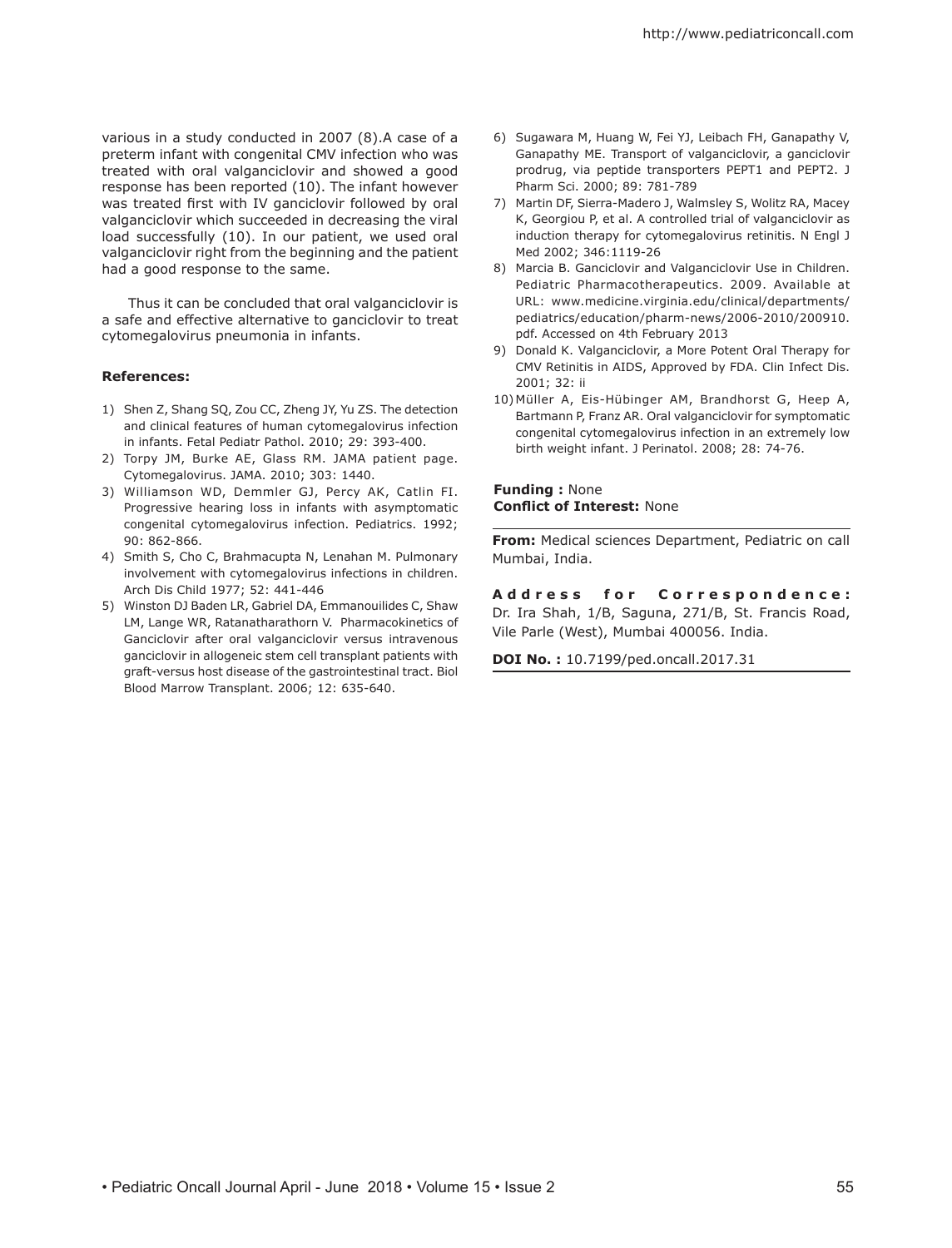various in a study conducted in 2007 (8).A case of a preterm infant with congenital CMV infection who was treated with oral valganciclovir and showed a good response has been reported (10). The infant however was treated first with IV ganciclovir followed by oral valganciclovir which succeeded in decreasing the viral load successfully (10). In our patient, we used oral valganciclovir right from the beginning and the patient had a good response to the same.

Thus it can be concluded that oral valganciclovir is a safe and effective alternative to ganciclovir to treat cytomegalovirus pneumonia in infants.

**References:**

1) Shen Z, Shang SQ, Zou CC, Zheng JY, Yu ZS. The detection and clinical features of human cytomegalovirus infection in infants. Fetal Pediatr Pathol. 2010; 29: 393-400.
2) Torpy JM, Burke AE, Glass RM. JAMA patient page. Cytomegalovirus. JAMA. 2010; 303: 1440.
3) Williamson WD, Demmler GJ, Percy AK, Catlin FI. Progressive hearing loss in infants with asymptomatic congenital cytomegalovirus infection. Pediatrics. 1992; 90: 862-866.
4) Smith S, Cho C, Brahmacupta N, Lenahan M. Pulmonary involvement with cytomegalovirus infections in children. Arch Dis Child 1977; 52: 441-446
5) Winston DJ Baden LR, Gabriel DA, Emmanouilides C, Shaw LM, Lange WR, Ratanatharathorn V. Pharmacokinetics of Ganciclovir after oral valganciclovir versus intravenous ganciclovir in allogeneic stem cell transplant patients with graft-versus host disease of the gastrointestinal tract. Biol Blood Marrow Transplant. 2006; 12: 635-640.
6) Sugawara M, Huang W, Fei YJ, Leibach FH, Ganapathy V, Ganapathy ME. Transport of valganciclovir, a ganciclovir prodrug, via peptide transporters PEPT1 and PEPT2. J Pharm Sci. 2000; 89: 781-789
7) Martin DF, Sierra-Madero J, Walmsley S, Wolitz RA, Macey K, Georgiou P, et al. A controlled trial of valganciclovir as induction therapy for cytomegalovirus retinitis. N Engl J Med 2002; 346:1119-26
8) Marcia B. Ganciclovir and Valganciclovir Use in Children. Pediatric Pharmacotherapeutics. 2009. Available at URL: www.medicine.virginia.edu/clinical/departments/pediatrics/education/pharm-news/2006-2010/200910.pdf. Accessed on 4th February 2013
9) Donald K. Valganciclovir, a More Potent Oral Therapy for CMV Retinitis in AIDS, Approved by FDA. Clin Infect Dis. 2001; 32: ii
10) Müller A, Eis-Hübinger AM, Brandhorst G, Heep A, Bartmann P, Franz AR. Oral valganciclovir for symptomatic congenital cytomegalovirus infection in an extremely low birth weight infant. J Perinatol. 2008; 28: 74-76.

**Funding :** None
**Conflict of Interest:** None

**From:** Medical sciences Department, Pediatric on call Mumbai, India.

**Address for Correspondence:** Dr. Ira Shah, 1/B, Saguna, 271/B, St. Francis Road, Vile Parle (West), Mumbai 400056. India.

**DOI No. :** 10.7199/ped.oncall.2017.31